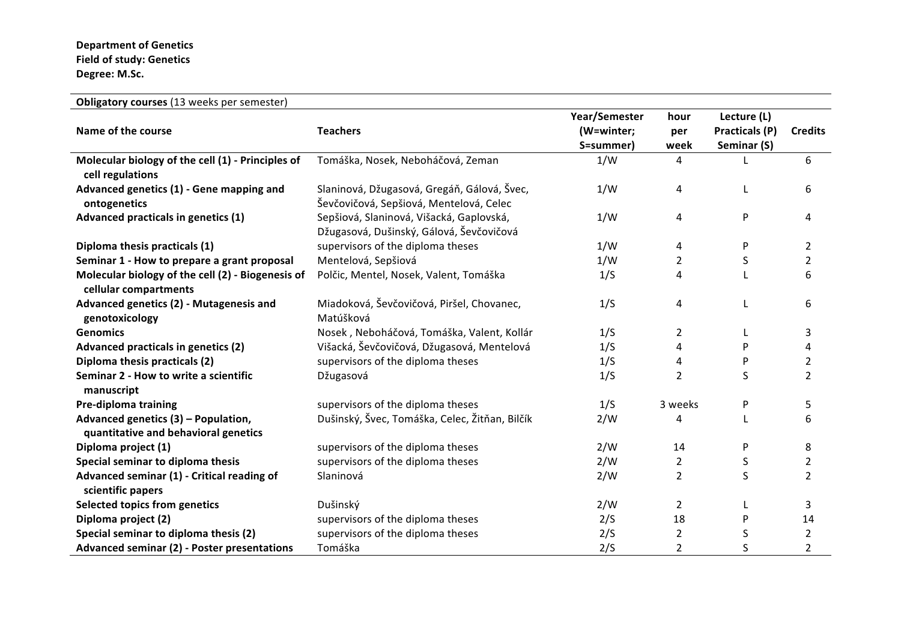**Department of Genetics**
**Field of study: Genetics**
**Degree: M.Sc.**

**Obligatory courses** (13 weeks per semester)

| Name of the course | Teachers | Year/Semester (W=winter; S=summer) | hour per week | Lecture (L) Practicals (P) Seminar (S) | Credits |
|---|---|---|---|---|---|
| **Molecular biology of the cell (1) - Principles of cell regulations** | Tomáška, Nosek, Neboháčová, Zeman | 1/W | 4 | L | 6 |
| **Advanced genetics (1) - Gene mapping and ontogenetics** | Slaninová, Džugasová, Gregáň, Gálová, Švec, Ševčovičová, Sepšiová, Mentelová, Celec | 1/W | 4 | L | 6 |
| **Advanced practicals in genetics (1)** | Sepšiová, Slaninová, Višacká, Gaplovská, Džugasová, Dušinský, Gálová, Ševčovičová | 1/W | 4 | P | 4 |
| **Diploma thesis practicals (1)** | supervisors of the diploma theses | 1/W | 4 | P | 2 |
| **Seminar 1 - How to prepare a grant proposal** | Mentelová, Sepšiová | 1/W | 2 | S | 2 |
| **Molecular biology of the cell (2) - Biogenesis of cellular compartments** | Polčic, Mentel, Nosek, Valent, Tomáška | 1/S | 4 | L | 6 |
| **Advanced genetics (2) - Mutagenesis and genotoxicology** | Miadoková, Ševčovičová, Piršel, Chovanec, Matúšková | 1/S | 4 | L | 6 |
| **Genomics** | Nosek , Neboháčová, Tomáška, Valent, Kollár | 1/S | 2 | L | 3 |
| **Advanced practicals in genetics (2)** | Višacká, Ševčovičová, Džugasová, Mentelová | 1/S | 4 | P | 4 |
| **Diploma thesis practicals (2)** | supervisors of the diploma theses | 1/S | 4 | P | 2 |
| **Seminar 2 - How to write a scientific manuscript** | Džugasová | 1/S | 2 | S | 2 |
| **Pre-diploma training** | supervisors of the diploma theses | 1/S | 3 weeks | P | 5 |
| **Advanced genetics (3) – Population, quantitative and behavioral genetics** | Dušinský, Švec, Tomáška, Celec, Žitňan, Bilčík | 2/W | 4 | L | 6 |
| **Diploma project (1)** | supervisors of the diploma theses | 2/W | 14 | P | 8 |
| **Special seminar to diploma thesis** | supervisors of the diploma theses | 2/W | 2 | S | 2 |
| **Advanced seminar (1) - Critical reading of scientific papers** | Slaninová | 2/W | 2 | S | 2 |
| **Selected topics from genetics** | Dušinský | 2/W | 2 | L | 3 |
| **Diploma project (2)** | supervisors of the diploma theses | 2/S | 18 | P | 14 |
| **Special seminar to diploma thesis (2)** | supervisors of the diploma theses | 2/S | 2 | S | 2 |
| **Advanced seminar (2) - Poster presentations** | Tomáška | 2/S | 2 | S | 2 |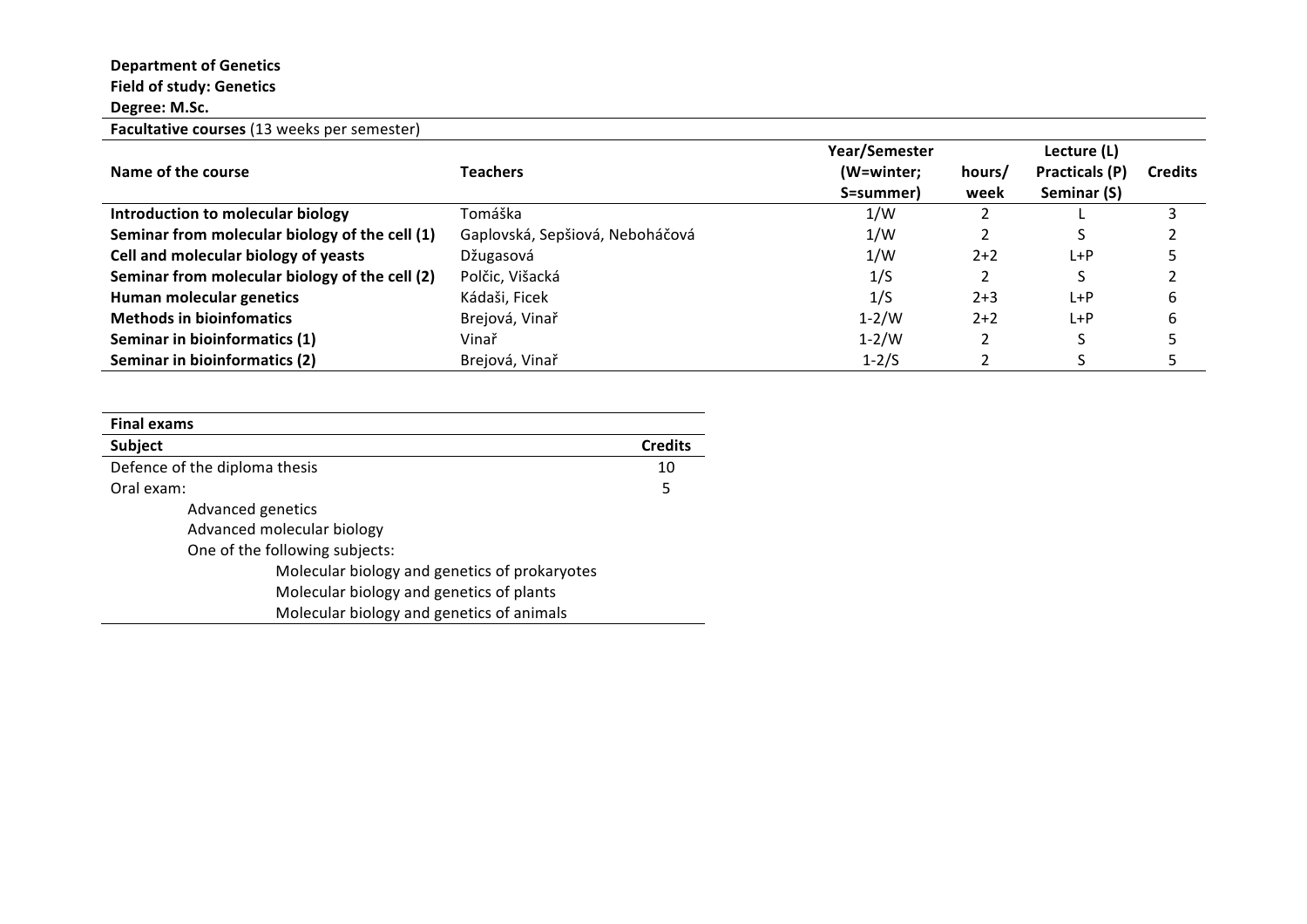**Department of Genetics**
**Field of study: Genetics**
**Degree: M.Sc.**

**Facultative courses** (13 weeks per semester)

| Name of the course | Teachers | Year/Semester (W=winter; S=summer) | hours/ week | Lecture (L) Practicals (P) Seminar (S) | Credits |
|---|---|---|---|---|---|
| **Introduction to molecular biology** | Tomáška | 1/W | 2 | L | 3 |
| **Seminar from molecular biology of the cell (1)** | Gaplovská, Sepšiová, Neboháčová | 1/W | 2 | S | 2 |
| **Cell and molecular biology of yeasts** | Džugasová | 1/W | 2+2 | L+P | 5 |
| **Seminar from molecular biology of the cell (2)** | Polčic, Višacká | 1/S | 2 | S | 2 |
| **Human molecular genetics** | Kádaši, Ficek | 1/S | 2+3 | L+P | 6 |
| **Methods in bioinfomatics** | Brejová, Vinař | 1-2/W | 2+2 | L+P | 6 |
| **Seminar in bioinformatics (1)** | Vinař | 1-2/W | 2 | S | 5 |
| **Seminar in bioinformatics (2)** | Brejová, Vinař | 1-2/S | 2 | S | 5 |

**Final exams**

| Subject | Credits |
|---|---|
| Defence of the diploma thesis | 10 |
| Oral exam: | 5 |
| Advanced genetics | |
| Advanced molecular biology | |
| One of the following subjects: | |
| Molecular biology and genetics of prokaryotes | |
| Molecular biology and genetics of plants | |
| Molecular biology and genetics of animals | |